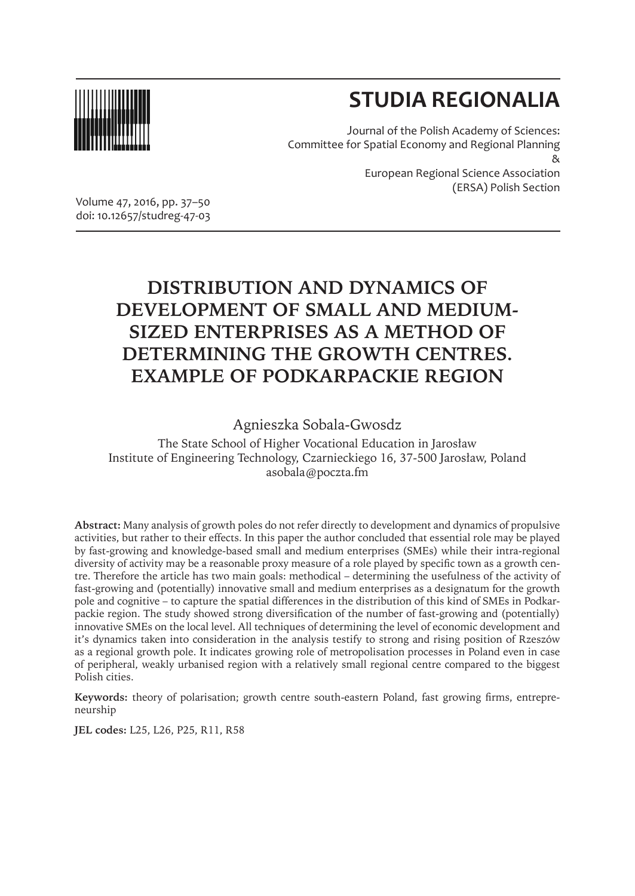# STUDIA REGIONALIA

Journal of the Polish Academy of Sciences: Committee for Spatial Economy and Regional Planning
&
European Regional Science Association (ERSA) Polish Section

Volume 47, 2016, pp. 37–50
doi: 10.12657/studreg-47-03

# DISTRIBUTION AND DYNAMICS OF DEVELOPMENT OF SMALL AND MEDIUM-SIZED ENTERPRISES AS A METHOD OF DETERMINING THE GROWTH CENTRES. EXAMPLE OF PODKARPACKIE REGION

Agnieszka Sobala-Gwosdz

The State School of Higher Vocational Education in Jarosław
Institute of Engineering Technology, Czarnieckiego 16, 37-500 Jarosław, Poland
asobala@poczta.fm

**Abstract:** Many analysis of growth poles do not refer directly to development and dynamics of propulsive activities, but rather to their effects. In this paper the author concluded that essential role may be played by fast-growing and knowledge-based small and medium enterprises (SMEs) while their intra-regional diversity of activity may be a reasonable proxy measure of a role played by specific town as a growth centre. Therefore the article has two main goals: methodical – determining the usefulness of the activity of fast-growing and (potentially) innovative small and medium enterprises as a designatum for the growth pole and cognitive – to capture the spatial differences in the distribution of this kind of SMEs in Podkarpackie region. The study showed strong diversification of the number of fast-growing and (potentially) innovative SMEs on the local level. All techniques of determining the level of economic development and it's dynamics taken into consideration in the analysis testify to strong and rising position of Rzeszów as a regional growth pole. It indicates growing role of metropolisation processes in Poland even in case of peripheral, weakly urbanised region with a relatively small regional centre compared to the biggest Polish cities.

**Keywords:** theory of polarisation; growth centre south-eastern Poland, fast growing firms, entrepreneurship

**JEL codes:** L25, L26, P25, R11, R58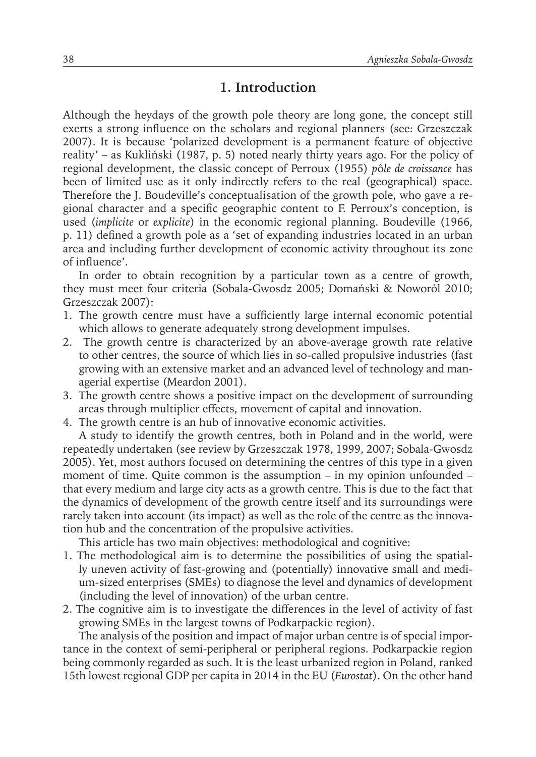## 1. Introduction

Although the heydays of the growth pole theory are long gone, the concept still exerts a strong influence on the scholars and regional planners (see: Grzeszczak 2007). It is because 'polarized development is a permanent feature of objective reality' – as Kukliński (1987, p. 5) noted nearly thirty years ago. For the policy of regional development, the classic concept of Perroux (1955) *pôle de croissance* has been of limited use as it only indirectly refers to the real (geographical) space. Therefore the J. Boudeville's conceptualisation of the growth pole, who gave a regional character and a specific geographic content to F. Perroux's conception, is used (*implicite* or *explicite*) in the economic regional planning. Boudeville (1966, p. 11) defined a growth pole as a 'set of expanding industries located in an urban area and including further development of economic activity throughout its zone of influence'.

In order to obtain recognition by a particular town as a centre of growth, they must meet four criteria (Sobala-Gwosdz 2005; Domański & Noworól 2010; Grzeszczak 2007):

1. The growth centre must have a sufficiently large internal economic potential which allows to generate adequately strong development impulses.
2. The growth centre is characterized by an above-average growth rate relative to other centres, the source of which lies in so-called propulsive industries (fast growing with an extensive market and an advanced level of technology and managerial expertise (Meardon 2001).
3. The growth centre shows a positive impact on the development of surrounding areas through multiplier effects, movement of capital and innovation.
4. The growth centre is an hub of innovative economic activities.

A study to identify the growth centres, both in Poland and in the world, were repeatedly undertaken (see review by Grzeszczak 1978, 1999, 2007; Sobala-Gwosdz 2005). Yet, most authors focused on determining the centres of this type in a given moment of time. Quite common is the assumption – in my opinion unfounded – that every medium and large city acts as a growth centre. This is due to the fact that the dynamics of development of the growth centre itself and its surroundings were rarely taken into account (its impact) as well as the role of the centre as the innovation hub and the concentration of the propulsive activities.

This article has two main objectives: methodological and cognitive:

1. The methodological aim is to determine the possibilities of using the spatially uneven activity of fast-growing and (potentially) innovative small and medium-sized enterprises (SMEs) to diagnose the level and dynamics of development (including the level of innovation) of the urban centre.
2. The cognitive aim is to investigate the differences in the level of activity of fast growing SMEs in the largest towns of Podkarpackie region).

The analysis of the position and impact of major urban centre is of special importance in the context of semi-peripheral or peripheral regions. Podkarpackie region being commonly regarded as such. It is the least urbanized region in Poland, ranked 15th lowest regional GDP per capita in 2014 in the EU (*Eurostat*). On the other hand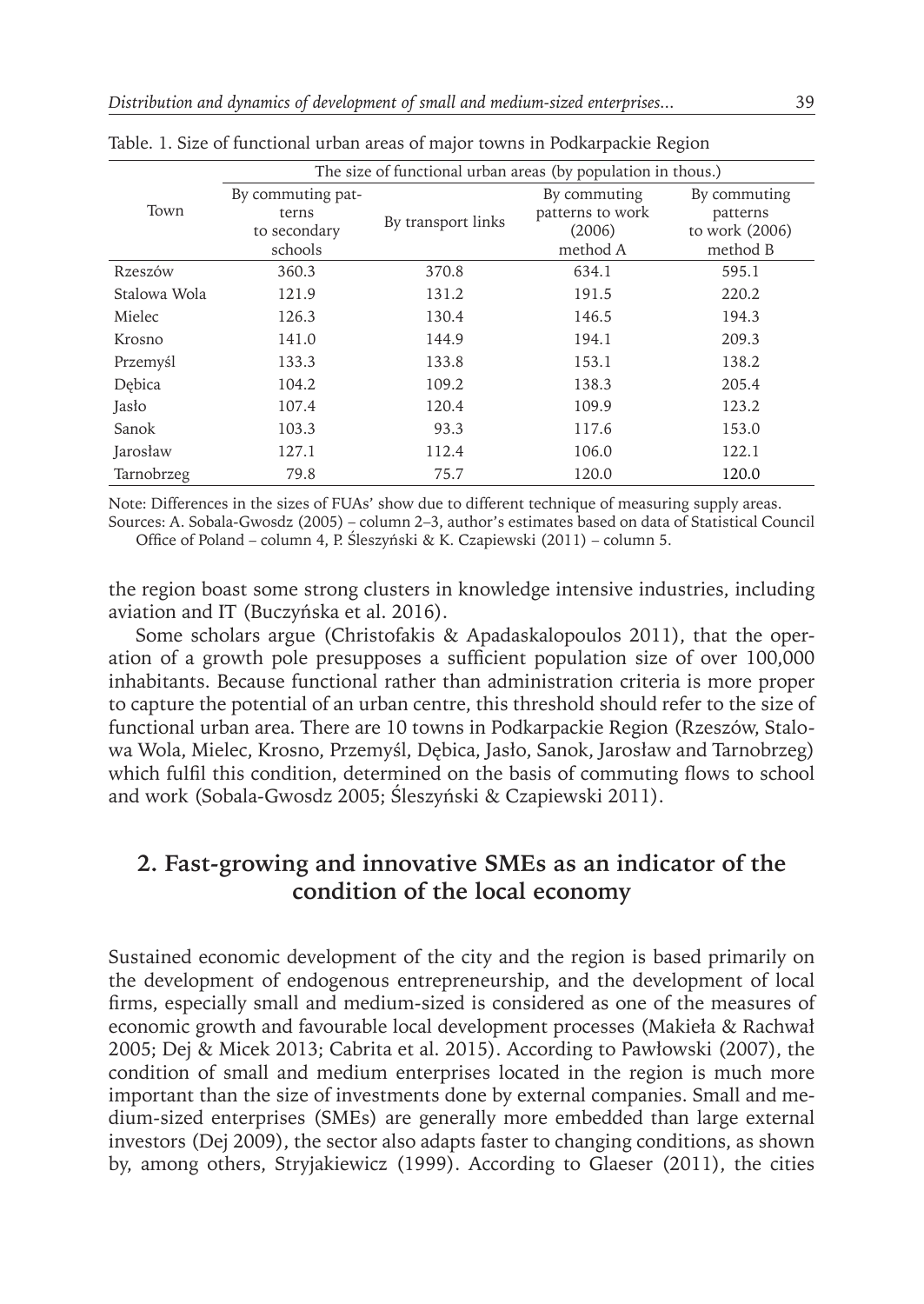Table. 1. Size of functional urban areas of major towns in Podkarpackie Region

| Town | The size of functional urban areas (by population in thous.) | | | |
|---|---|---|---|---|
| | By commuting patterns to secondary schools | By transport links | By commuting patterns to work (2006) method A | By commuting patterns to work (2006) method B |
| Rzeszów | 360.3 | 370.8 | 634.1 | 595.1 |
| Stalowa Wola | 121.9 | 131.2 | 191.5 | 220.2 |
| Mielec | 126.3 | 130.4 | 146.5 | 194.3 |
| Krosno | 141.0 | 144.9 | 194.1 | 209.3 |
| Przemyśl | 133.3 | 133.8 | 153.1 | 138.2 |
| Dębica | 104.2 | 109.2 | 138.3 | 205.4 |
| Jasło | 107.4 | 120.4 | 109.9 | 123.2 |
| Sanok | 103.3 | 93.3 | 117.6 | 153.0 |
| Jarosław | 127.1 | 112.4 | 106.0 | 122.1 |
| Tarnobrzeg | 79.8 | 75.7 | 120.0 | 120.0 |

Note: Differences in the sizes of FUAs' show due to different technique of measuring supply areas.
Sources: A. Sobala-Gwosdz (2005) – column 2–3, author's estimates based on data of Statistical Council Office of Poland – column 4, P. Śleszyński & K. Czapiewski (2011) – column 5.

the region boast some strong clusters in knowledge intensive industries, including aviation and IT (Buczyńska et al. 2016).

Some scholars argue (Christofakis & Apadaskalopoulos 2011), that the operation of a growth pole presupposes a sufficient population size of over 100,000 inhabitants. Because functional rather than administration criteria is more proper to capture the potential of an urban centre, this threshold should refer to the size of functional urban area. There are 10 towns in Podkarpackie Region (Rzeszów, Stalowa Wola, Mielec, Krosno, Przemyśl, Dębica, Jasło, Sanok, Jarosław and Tarnobrzeg) which fulfil this condition, determined on the basis of commuting flows to school and work (Sobala-Gwosdz 2005; Śleszyński & Czapiewski 2011).

## 2. Fast-growing and innovative SMEs as an indicator of the condition of the local economy

Sustained economic development of the city and the region is based primarily on the development of endogenous entrepreneurship, and the development of local firms, especially small and medium-sized is considered as one of the measures of economic growth and favourable local development processes (Makieła & Rachwał 2005; Dej & Micek 2013; Cabrita et al. 2015). According to Pawłowski (2007), the condition of small and medium enterprises located in the region is much more important than the size of investments done by external companies. Small and medium-sized enterprises (SMEs) are generally more embedded than large external investors (Dej 2009), the sector also adapts faster to changing conditions, as shown by, among others, Stryjakiewicz (1999). According to Glaeser (2011), the cities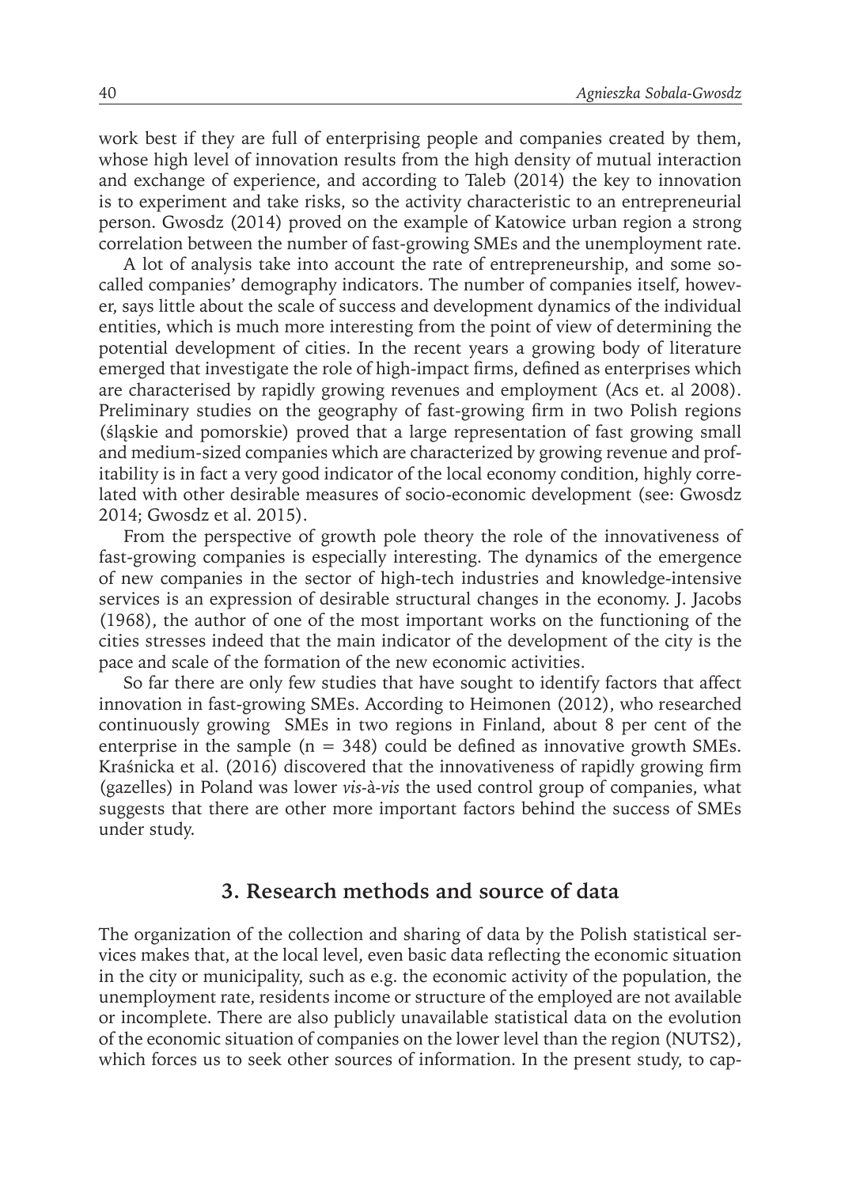work best if they are full of enterprising people and companies created by them, whose high level of innovation results from the high density of mutual interaction and exchange of experience, and according to Taleb (2014) the key to innovation is to experiment and take risks, so the activity characteristic to an entrepreneurial person. Gwosdz (2014) proved on the example of Katowice urban region a strong correlation between the number of fast-growing SMEs and the unemployment rate.

A lot of analysis take into account the rate of entrepreneurship, and some so-called companies' demography indicators. The number of companies itself, however, says little about the scale of success and development dynamics of the individual entities, which is much more interesting from the point of view of determining the potential development of cities. In the recent years a growing body of literature emerged that investigate the role of high-impact firms, defined as enterprises which are characterised by rapidly growing revenues and employment (Acs et. al 2008). Preliminary studies on the geography of fast-growing firm in two Polish regions (śląskie and pomorskie) proved that a large representation of fast growing small and medium-sized companies which are characterized by growing revenue and profitability is in fact a very good indicator of the local economy condition, highly correlated with other desirable measures of socio-economic development (see: Gwosdz 2014; Gwosdz et al. 2015).

From the perspective of growth pole theory the role of the innovativeness of fast-growing companies is especially interesting. The dynamics of the emergence of new companies in the sector of high-tech industries and knowledge-intensive services is an expression of desirable structural changes in the economy. J. Jacobs (1968), the author of one of the most important works on the functioning of the cities stresses indeed that the main indicator of the development of the city is the pace and scale of the formation of the new economic activities.

So far there are only few studies that have sought to identify factors that affect innovation in fast-growing SMEs. According to Heimonen (2012), who researched continuously growing SMEs in two regions in Finland, about 8 per cent of the enterprise in the sample (n = 348) could be defined as innovative growth SMEs. Kraśnicka et al. (2016) discovered that the innovativeness of rapidly growing firm (gazelles) in Poland was lower *vis-à-vis* the used control group of companies, what suggests that there are other more important factors behind the success of SMEs under study.

## 3. Research methods and source of data

The organization of the collection and sharing of data by the Polish statistical services makes that, at the local level, even basic data reflecting the economic situation in the city or municipality, such as e.g. the economic activity of the population, the unemployment rate, residents income or structure of the employed are not available or incomplete. There are also publicly unavailable statistical data on the evolution of the economic situation of companies on the lower level than the region (NUTS2), which forces us to seek other sources of information. In the present study, to cap-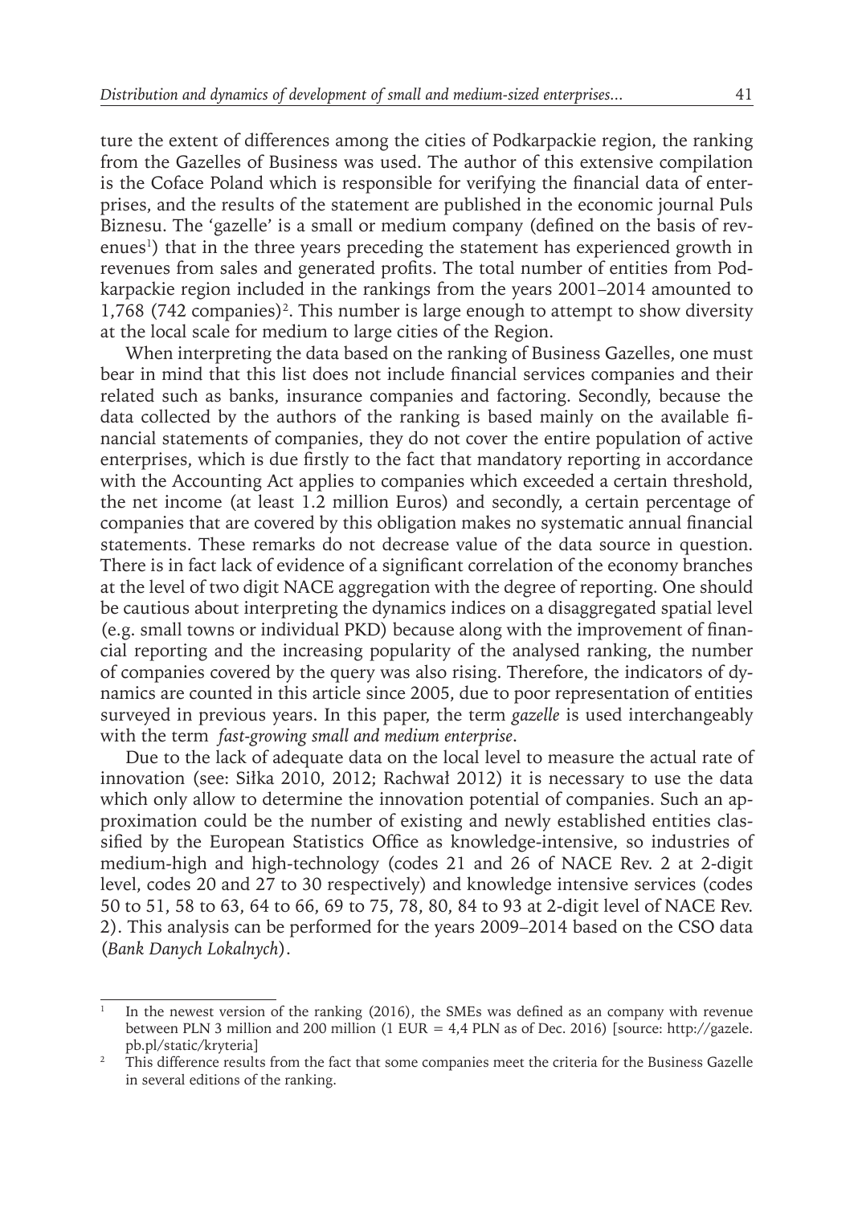ture the extent of differences among the cities of Podkarpackie region, the ranking from the Gazelles of Business was used. The author of this extensive compilation is the Coface Poland which is responsible for verifying the financial data of enterprises, and the results of the statement are published in the economic journal Puls Biznesu. The 'gazelle' is a small or medium company (defined on the basis of revenues[1]) that in the three years preceding the statement has experienced growth in revenues from sales and generated profits. The total number of entities from Podkarpackie region included in the rankings from the years 2001–2014 amounted to 1,768 (742 companies)[2]. This number is large enough to attempt to show diversity at the local scale for medium to large cities of the Region.

When interpreting the data based on the ranking of Business Gazelles, one must bear in mind that this list does not include financial services companies and their related such as banks, insurance companies and factoring. Secondly, because the data collected by the authors of the ranking is based mainly on the available financial statements of companies, they do not cover the entire population of active enterprises, which is due firstly to the fact that mandatory reporting in accordance with the Accounting Act applies to companies which exceeded a certain threshold, the net income (at least 1.2 million Euros) and secondly, a certain percentage of companies that are covered by this obligation makes no systematic annual financial statements. These remarks do not decrease value of the data source in question. There is in fact lack of evidence of a significant correlation of the economy branches at the level of two digit NACE aggregation with the degree of reporting. One should be cautious about interpreting the dynamics indices on a disaggregated spatial level (e.g. small towns or individual PKD) because along with the improvement of financial reporting and the increasing popularity of the analysed ranking, the number of companies covered by the query was also rising. Therefore, the indicators of dynamics are counted in this article since 2005, due to poor representation of entities surveyed in previous years. In this paper, the term *gazelle* is used interchangeably with the term *fast-growing small and medium enterprise*.

Due to the lack of adequate data on the local level to measure the actual rate of innovation (see: Siłka 2010, 2012; Rachwał 2012) it is necessary to use the data which only allow to determine the innovation potential of companies. Such an approximation could be the number of existing and newly established entities classified by the European Statistics Office as knowledge-intensive, so industries of medium-high and high-technology (codes 21 and 26 of NACE Rev. 2 at 2-digit level, codes 20 and 27 to 30 respectively) and knowledge intensive services (codes 50 to 51, 58 to 63, 64 to 66, 69 to 75, 78, 80, 84 to 93 at 2-digit level of NACE Rev. 2). This analysis can be performed for the years 2009–2014 based on the CSO data (*Bank Danych Lokalnych*).

---

[1] In the newest version of the ranking (2016), the SMEs was defined as an company with revenue between PLN 3 million and 200 million (1 EUR = 4,4 PLN as of Dec. 2016) [source: http://gazele.pb.pl/static/kryteria]

[2] This difference results from the fact that some companies meet the criteria for the Business Gazelle in several editions of the ranking.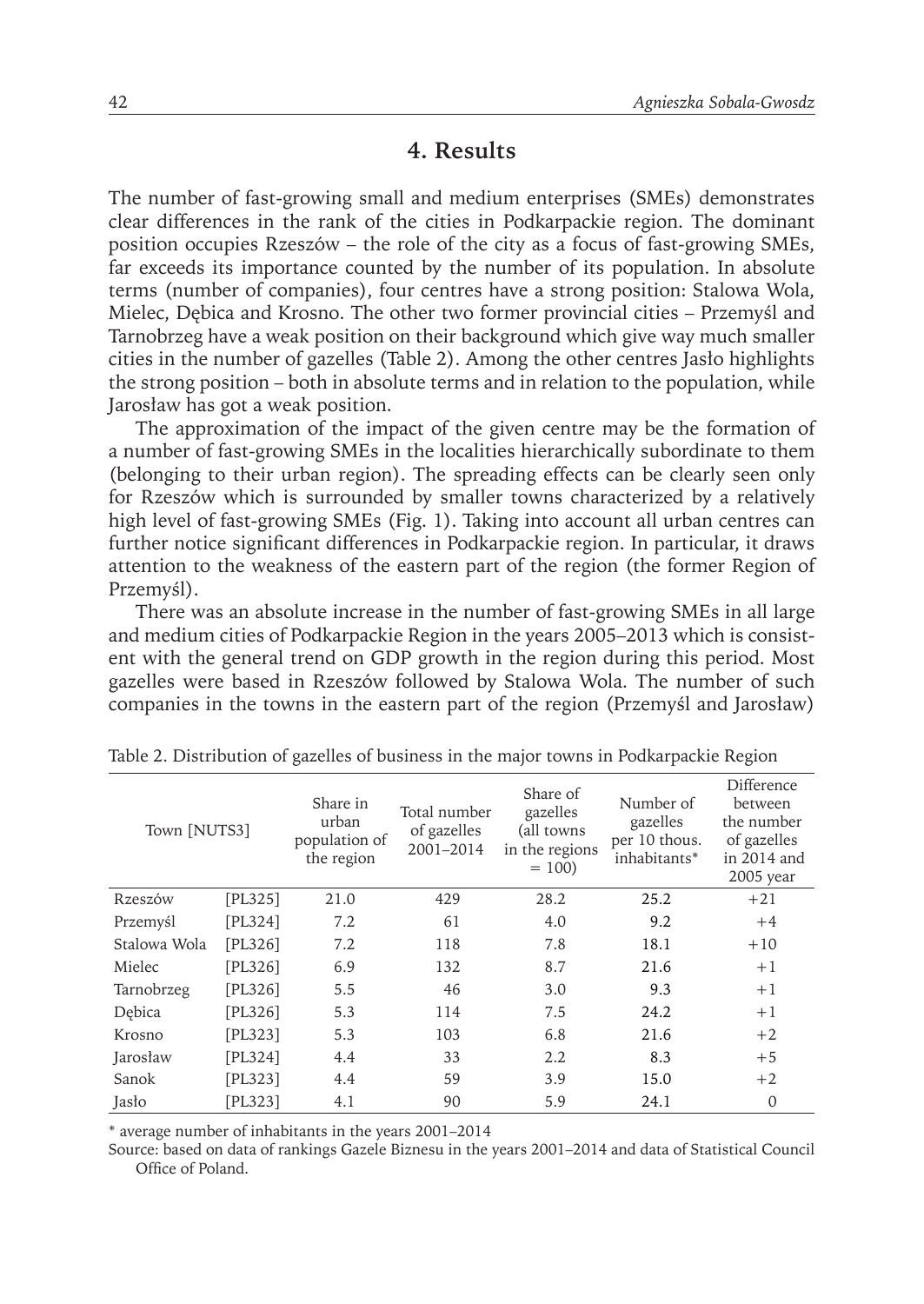## 4. Results

The number of fast-growing small and medium enterprises (SMEs) demonstrates clear differences in the rank of the cities in Podkarpackie region. The dominant position occupies Rzeszów – the role of the city as a focus of fast-growing SMEs, far exceeds its importance counted by the number of its population. In absolute terms (number of companies), four centres have a strong position: Stalowa Wola, Mielec, Dębica and Krosno. The other two former provincial cities – Przemyśl and Tarnobrzeg have a weak position on their background which give way much smaller cities in the number of gazelles (Table 2). Among the other centres Jasło highlights the strong position – both in absolute terms and in relation to the population, while Jarosław has got a weak position.

The approximation of the impact of the given centre may be the formation of a number of fast-growing SMEs in the localities hierarchically subordinate to them (belonging to their urban region). The spreading effects can be clearly seen only for Rzeszów which is surrounded by smaller towns characterized by a relatively high level of fast-growing SMEs (Fig. 1). Taking into account all urban centres can further notice significant differences in Podkarpackie region. In particular, it draws attention to the weakness of the eastern part of the region (the former Region of Przemyśl).

There was an absolute increase in the number of fast-growing SMEs in all large and medium cities of Podkarpackie Region in the years 2005–2013 which is consistent with the general trend on GDP growth in the region during this period. Most gazelles were based in Rzeszów followed by Stalowa Wola. The number of such companies in the towns in the eastern part of the region (Przemyśl and Jarosław)

Table 2. Distribution of gazelles of business in the major towns in Podkarpackie Region

| Town | [NUTS3] | Share in urban population of the region | Total number of gazelles 2001–2014 | Share of gazelles (all towns in the regions = 100) | Number of gazelles per 10 thous. inhabitants* | Difference between the number of gazelles in 2014 and 2005 year |
|---|---|---|---|---|---|---|
| Rzeszów | [PL325] | 21.0 | 429 | 28.2 | 25.2 | +21 |
| Przemyśl | [PL324] | 7.2 | 61 | 4.0 | 9.2 | +4 |
| Stalowa Wola | [PL326] | 7.2 | 118 | 7.8 | 18.1 | +10 |
| Mielec | [PL326] | 6.9 | 132 | 8.7 | 21.6 | +1 |
| Tarnobrzeg | [PL326] | 5.5 | 46 | 3.0 | 9.3 | +1 |
| Dębica | [PL326] | 5.3 | 114 | 7.5 | 24.2 | +1 |
| Krosno | [PL323] | 5.3 | 103 | 6.8 | 21.6 | +2 |
| Jarosław | [PL324] | 4.4 | 33 | 2.2 | 8.3 | +5 |
| Sanok | [PL323] | 4.4 | 59 | 3.9 | 15.0 | +2 |
| Jasło | [PL323] | 4.1 | 90 | 5.9 | 24.1 | 0 |

\* average number of inhabitants in the years 2001–2014

Source: based on data of rankings Gazele Biznesu in the years 2001–2014 and data of Statistical Council Office of Poland.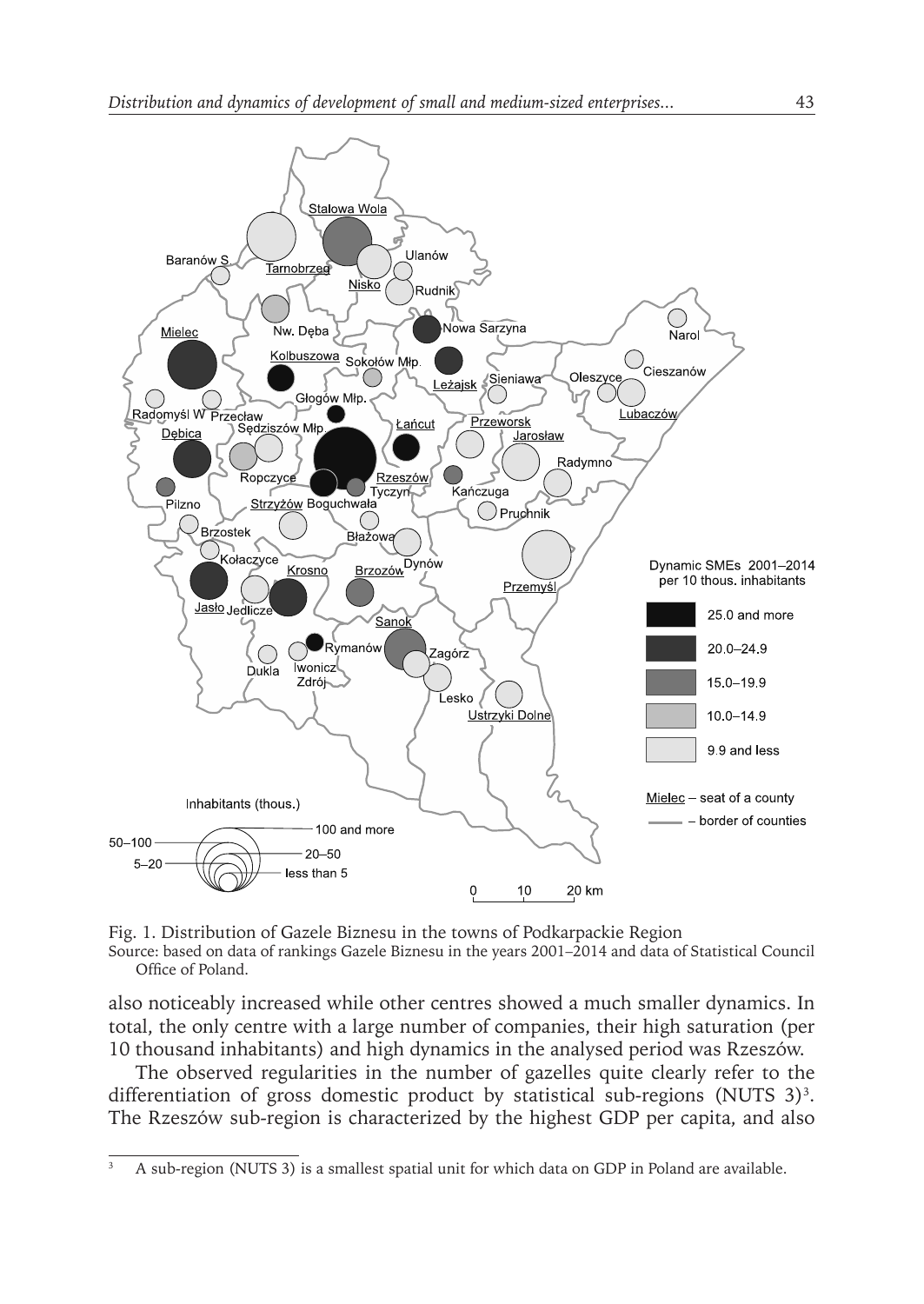Fig. 1. Distribution of Gazele Biznesu in the towns of Podkarpackie Region

Source: based on data of rankings Gazele Biznesu in the years 2001–2014 and data of Statistical Council Office of Poland.

also noticeably increased while other centres showed a much smaller dynamics. In total, the only centre with a large number of companies, their high saturation (per 10 thousand inhabitants) and high dynamics in the analysed period was Rzeszów.

The observed regularities in the number of gazelles quite clearly refer to the differentiation of gross domestic product by statistical sub-regions (NUTS 3)[3]. The Rzeszów sub-region is characterized by the highest GDP per capita, and also

[3] A sub-region (NUTS 3) is a smallest spatial unit for which data on GDP in Poland are available.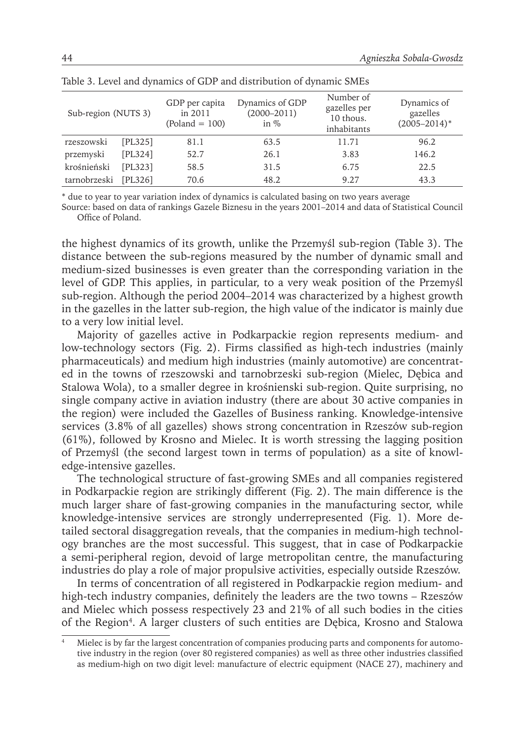Table 3. Level and dynamics of GDP and distribution of dynamic SMEs

| Sub-region (NUTS 3) | | GDP per capita in 2011 (Poland = 100) | Dynamics of GDP (2000–2011) in % | Number of gazelles per 10 thous. inhabitants | Dynamics of gazelles (2005–2014)* |
|---|---|---|---|---|---|
| rzeszowski | [PL325] | 81.1 | 63.5 | 11.71 | 96.2 |
| przemyski | [PL324] | 52.7 | 26.1 | 3.83 | 146.2 |
| krośnieński | [PL323] | 58.5 | 31.5 | 6.75 | 22.5 |
| tarnobrzeski | [PL326] | 70.6 | 48.2 | 9.27 | 43.3 |

* due to year to year variation index of dynamics is calculated basing on two years average

Source: based on data of rankings Gazele Biznesu in the years 2001–2014 and data of Statistical Council Office of Poland.

the highest dynamics of its growth, unlike the Przemyśl sub-region (Table 3). The distance between the sub-regions measured by the number of dynamic small and medium-sized businesses is even greater than the corresponding variation in the level of GDP. This applies, in particular, to a very weak position of the Przemyśl sub-region. Although the period 2004–2014 was characterized by a highest growth in the gazelles in the latter sub-region, the high value of the indicator is mainly due to a very low initial level.

Majority of gazelles active in Podkarpackie region represents medium- and low-technology sectors (Fig. 2). Firms classified as high-tech industries (mainly pharmaceuticals) and medium high industries (mainly automotive) are concentrated in the towns of rzeszowski and tarnobrzeski sub-region (Mielec, Dębica and Stalowa Wola), to a smaller degree in krośnienski sub-region. Quite surprising, no single company active in aviation industry (there are about 30 active companies in the region) were included the Gazelles of Business ranking. Knowledge-intensive services (3.8% of all gazelles) shows strong concentration in Rzeszów sub-region (61%), followed by Krosno and Mielec. It is worth stressing the lagging position of Przemyśl (the second largest town in terms of population) as a site of knowledge-intensive gazelles.

The technological structure of fast-growing SMEs and all companies registered in Podkarpackie region are strikingly different (Fig. 2). The main difference is the much larger share of fast-growing companies in the manufacturing sector, while knowledge-intensive services are strongly underrepresented (Fig. 1). More detailed sectoral disaggregation reveals, that the companies in medium-high technology branches are the most successful. This suggest, that in case of Podkarpackie a semi-peripheral region, devoid of large metropolitan centre, the manufacturing industries do play a role of major propulsive activities, especially outside Rzeszów.

In terms of concentration of all registered in Podkarpackie region medium- and high-tech industry companies, definitely the leaders are the two towns – Rzeszów and Mielec which possess respectively 23 and 21% of all such bodies in the cities of the Region[4]. A larger clusters of such entities are Dębica, Krosno and Stalowa

[4] Mielec is by far the largest concentration of companies producing parts and components for automotive industry in the region (over 80 registered companies) as well as three other industries classified as medium-high on two digit level: manufacture of electric equipment (NACE 27), machinery and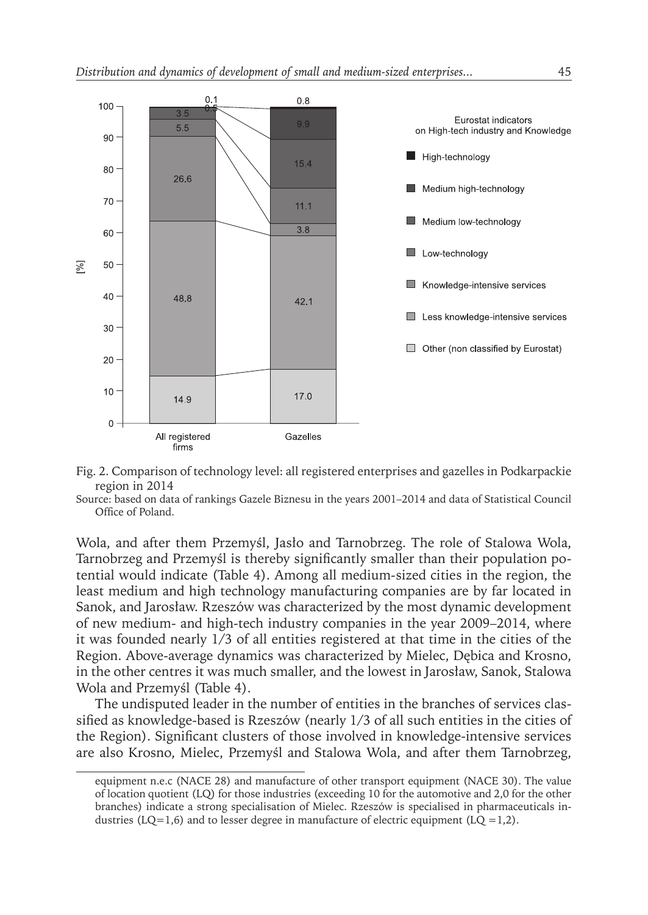Fig. 2. Comparison of technology level: all registered enterprises and gazelles in Podkarpackie region in 2014

Source: based on data of rankings Gazele Biznesu in the years 2001–2014 and data of Statistical Council Office of Poland.

Wola, and after them Przemyśl, Jasło and Tarnobrzeg. The role of Stalowa Wola, Tarnobrzeg and Przemyśl is thereby significantly smaller than their population potential would indicate (Table 4). Among all medium-sized cities in the region, the least medium and high technology manufacturing companies are by far located in Sanok, and Jarosław. Rzeszów was characterized by the most dynamic development of new medium- and high-tech industry companies in the year 2009–2014, where it was founded nearly 1/3 of all entities registered at that time in the cities of the Region. Above-average dynamics was characterized by Mielec, Dębica and Krosno, in the other centres it was much smaller, and the lowest in Jarosław, Sanok, Stalowa Wola and Przemyśl (Table 4).

The undisputed leader in the number of entities in the branches of services classified as knowledge-based is Rzeszów (nearly 1/3 of all such entities in the cities of the Region). Significant clusters of those involved in knowledge-intensive services are also Krosno, Mielec, Przemyśl and Stalowa Wola, and after them Tarnobrzeg,

---

equipment n.e.c (NACE 28) and manufacture of other transport equipment (NACE 30). The value of location quotient (LQ) for those industries (exceeding 10 for the automotive and 2,0 for the other branches) indicate a strong specialisation of Mielec. Rzeszów is specialised in pharmaceuticals industries (LQ=1,6) and to lesser degree in manufacture of electric equipment (LQ =1,2).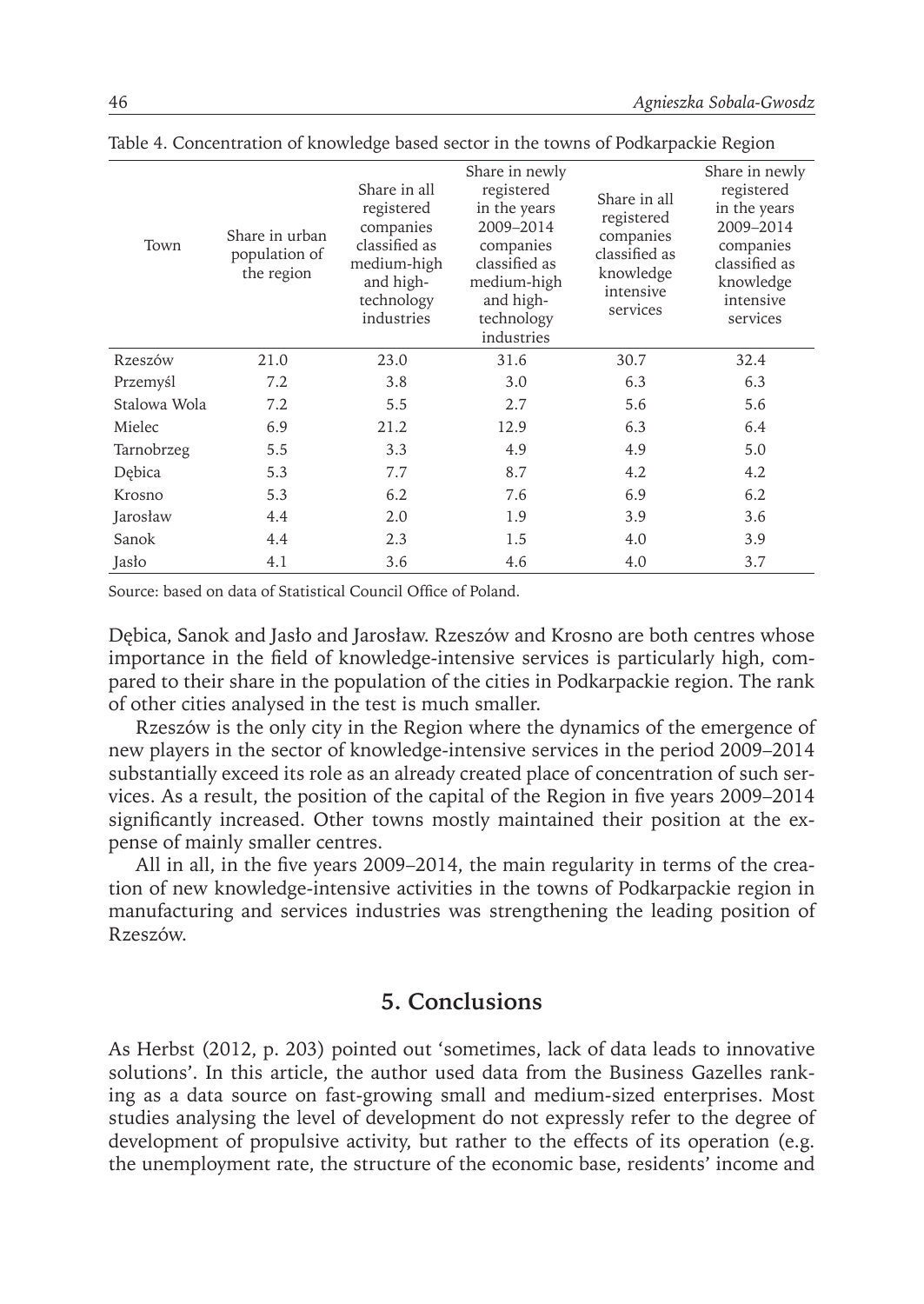Table 4. Concentration of knowledge based sector in the towns of Podkarpackie Region

| Town | Share in urban population of the region | Share in all registered companies classified as medium-high and high-technology industries | Share in newly registered in the years 2009–2014 companies classified as medium-high and high-technology industries | Share in all registered companies classified as knowledge intensive services | Share in newly registered in the years 2009–2014 companies classified as knowledge intensive services |
|---|---|---|---|---|---|
| Rzeszów | 21.0 | 23.0 | 31.6 | 30.7 | 32.4 |
| Przemyśl | 7.2 | 3.8 | 3.0 | 6.3 | 6.3 |
| Stalowa Wola | 7.2 | 5.5 | 2.7 | 5.6 | 5.6 |
| Mielec | 6.9 | 21.2 | 12.9 | 6.3 | 6.4 |
| Tarnobrzeg | 5.5 | 3.3 | 4.9 | 4.9 | 5.0 |
| Dębica | 5.3 | 7.7 | 8.7 | 4.2 | 4.2 |
| Krosno | 5.3 | 6.2 | 7.6 | 6.9 | 6.2 |
| Jarosław | 4.4 | 2.0 | 1.9 | 3.9 | 3.6 |
| Sanok | 4.4 | 2.3 | 1.5 | 4.0 | 3.9 |
| Jasło | 4.1 | 3.6 | 4.6 | 4.0 | 3.7 |

Source: based on data of Statistical Council Office of Poland.

Dębica, Sanok and Jasło and Jarosław. Rzeszów and Krosno are both centres whose importance in the field of knowledge-intensive services is particularly high, compared to their share in the population of the cities in Podkarpackie region. The rank of other cities analysed in the test is much smaller.

Rzeszów is the only city in the Region where the dynamics of the emergence of new players in the sector of knowledge-intensive services in the period 2009–2014 substantially exceed its role as an already created place of concentration of such services. As a result, the position of the capital of the Region in five years 2009–2014 significantly increased. Other towns mostly maintained their position at the expense of mainly smaller centres.

All in all, in the five years 2009–2014, the main regularity in terms of the creation of new knowledge-intensive activities in the towns of Podkarpackie region in manufacturing and services industries was strengthening the leading position of Rzeszów.

## 5. Conclusions

As Herbst (2012, p. 203) pointed out 'sometimes, lack of data leads to innovative solutions'. In this article, the author used data from the Business Gazelles ranking as a data source on fast-growing small and medium-sized enterprises. Most studies analysing the level of development do not expressly refer to the degree of development of propulsive activity, but rather to the effects of its operation (e.g. the unemployment rate, the structure of the economic base, residents' income and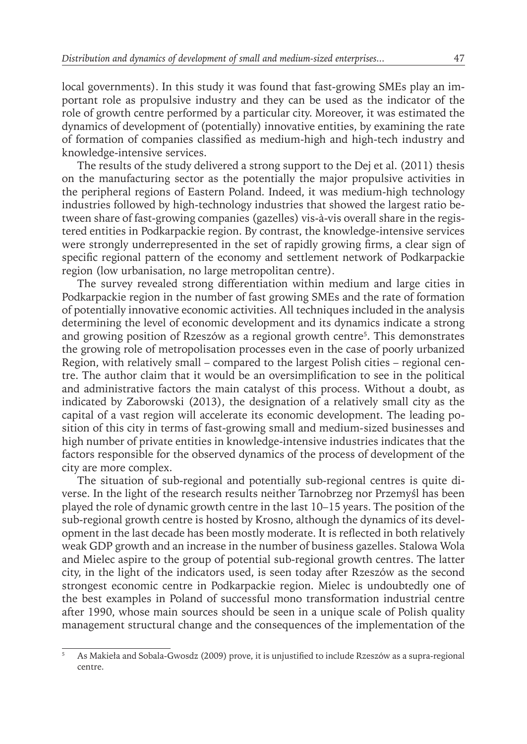local governments). In this study it was found that fast-growing SMEs play an important role as propulsive industry and they can be used as the indicator of the role of growth centre performed by a particular city. Moreover, it was estimated the dynamics of development of (potentially) innovative entities, by examining the rate of formation of companies classified as medium-high and high-tech industry and knowledge-intensive services.

The results of the study delivered a strong support to the Dej et al. (2011) thesis on the manufacturing sector as the potentially the major propulsive activities in the peripheral regions of Eastern Poland. Indeed, it was medium-high technology industries followed by high-technology industries that showed the largest ratio between share of fast-growing companies (gazelles) vis-à-vis overall share in the registered entities in Podkarpackie region. By contrast, the knowledge-intensive services were strongly underrepresented in the set of rapidly growing firms, a clear sign of specific regional pattern of the economy and settlement network of Podkarpackie region (low urbanisation, no large metropolitan centre).

The survey revealed strong differentiation within medium and large cities in Podkarpackie region in the number of fast growing SMEs and the rate of formation of potentially innovative economic activities. All techniques included in the analysis determining the level of economic development and its dynamics indicate a strong and growing position of Rzeszów as a regional growth centre[5]. This demonstrates the growing role of metropolisation processes even in the case of poorly urbanized Region, with relatively small – compared to the largest Polish cities – regional centre. The author claim that it would be an oversimplification to see in the political and administrative factors the main catalyst of this process. Without a doubt, as indicated by Zaborowski (2013), the designation of a relatively small city as the capital of a vast region will accelerate its economic development. The leading position of this city in terms of fast-growing small and medium-sized businesses and high number of private entities in knowledge-intensive industries indicates that the factors responsible for the observed dynamics of the process of development of the city are more complex.

The situation of sub-regional and potentially sub-regional centres is quite diverse. In the light of the research results neither Tarnobrzeg nor Przemyśl has been played the role of dynamic growth centre in the last 10–15 years. The position of the sub-regional growth centre is hosted by Krosno, although the dynamics of its development in the last decade has been mostly moderate. It is reflected in both relatively weak GDP growth and an increase in the number of business gazelles. Stalowa Wola and Mielec aspire to the group of potential sub-regional growth centres. The latter city, in the light of the indicators used, is seen today after Rzeszów as the second strongest economic centre in Podkarpackie region. Mielec is undoubtedly one of the best examples in Poland of successful mono transformation industrial centre after 1990, whose main sources should be seen in a unique scale of Polish quality management structural change and the consequences of the implementation of the

[5] As Makieła and Sobala-Gwosdz (2009) prove, it is unjustified to include Rzeszów as a supra-regional centre.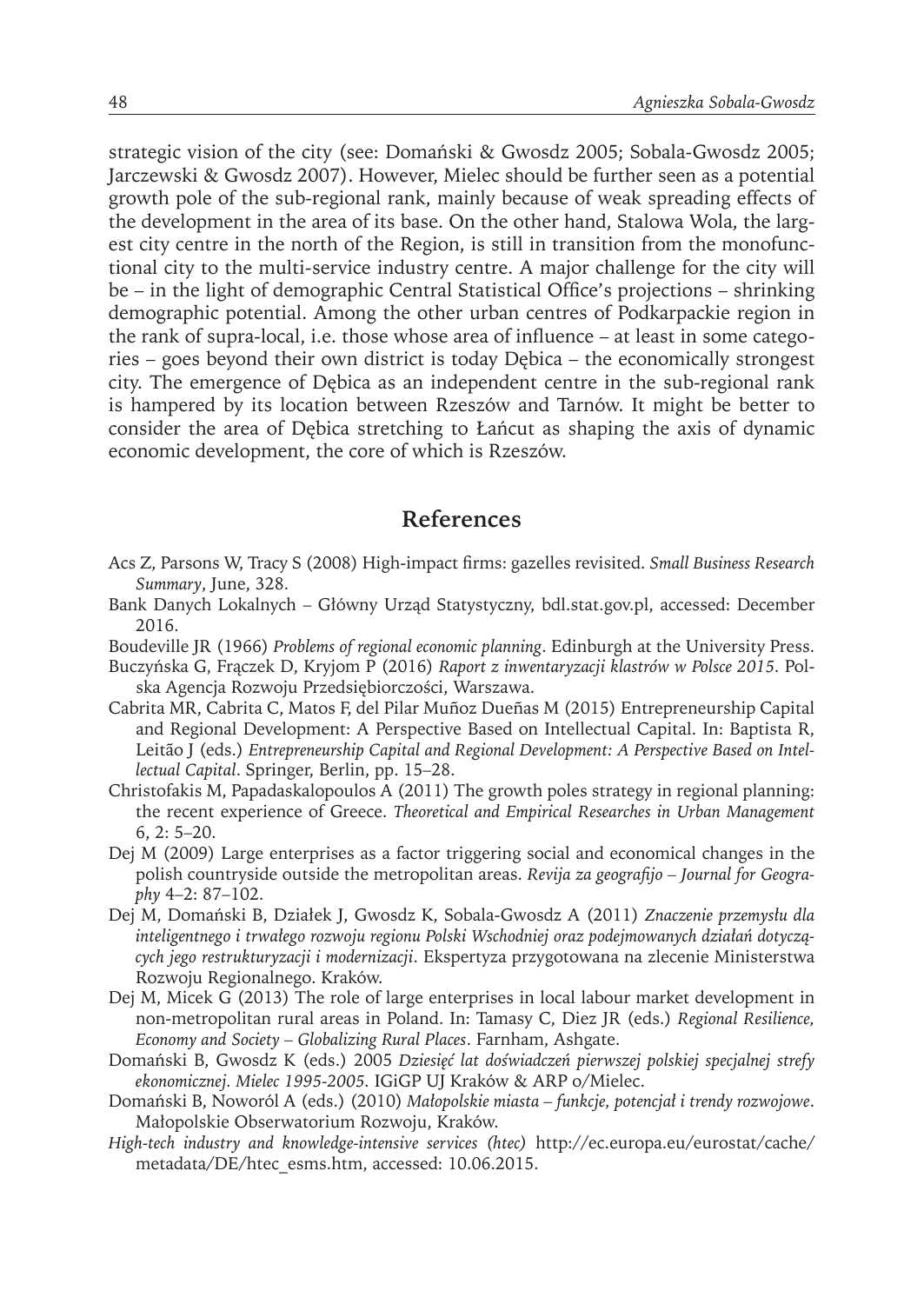strategic vision of the city (see: Domański & Gwosdz 2005; Sobala-Gwosdz 2005; Jarczewski & Gwosdz 2007). However, Mielec should be further seen as a potential growth pole of the sub-regional rank, mainly because of weak spreading effects of the development in the area of its base. On the other hand, Stalowa Wola, the largest city centre in the north of the Region, is still in transition from the monofunctional city to the multi-service industry centre. A major challenge for the city will be – in the light of demographic Central Statistical Office's projections – shrinking demographic potential. Among the other urban centres of Podkarpackie region in the rank of supra-local, i.e. those whose area of influence – at least in some categories – goes beyond their own district is today Dębica – the economically strongest city. The emergence of Dębica as an independent centre in the sub-regional rank is hampered by its location between Rzeszów and Tarnów. It might be better to consider the area of Dębica stretching to Łańcut as shaping the axis of dynamic economic development, the core of which is Rzeszów.

## References

Acs Z, Parsons W, Tracy S (2008) High-impact firms: gazelles revisited. *Small Business Research Summary*, June, 328.

Bank Danych Lokalnych – Główny Urząd Statystyczny, bdl.stat.gov.pl, accessed: December 2016.

Boudeville JR (1966) *Problems of regional economic planning*. Edinburgh at the University Press.

Buczyńska G, Frączek D, Kryjom P (2016) *Raport z inwentaryzacji klastrów w Polsce 2015*. Polska Agencja Rozwoju Przedsiębiorczości, Warszawa.

Cabrita MR, Cabrita C, Matos F, del Pilar Muñoz Dueñas M (2015) Entrepreneurship Capital and Regional Development: A Perspective Based on Intellectual Capital. In: Baptista R, Leitão J (eds.) *Entrepreneurship Capital and Regional Development: A Perspective Based on Intellectual Capital*. Springer, Berlin, pp. 15–28.

Christofakis M, Papadaskalopoulos A (2011) The growth poles strategy in regional planning: the recent experience of Greece. *Theoretical and Empirical Researches in Urban Management* 6, 2: 5–20.

Dej M (2009) Large enterprises as a factor triggering social and economical changes in the polish countryside outside the metropolitan areas. *Revija za geografijo – Journal for Geography* 4–2: 87–102.

Dej M, Domański B, Działek J, Gwosdz K, Sobala-Gwosdz A (2011) *Znaczenie przemysłu dla inteligentnego i trwałego rozwoju regionu Polski Wschodniej oraz podejmowanych działań dotyczących jego restrukturyzacji i modernizacji*. Ekspertyza przygotowana na zlecenie Ministerstwa Rozwoju Regionalnego. Kraków.

Dej M, Micek G (2013) The role of large enterprises in local labour market development in non-metropolitan rural areas in Poland. In: Tamasy C, Diez JR (eds.) *Regional Resilience, Economy and Society – Globalizing Rural Places*. Farnham, Ashgate.

Domański B, Gwosdz K (eds.) 2005 *Dziesięć lat doświadczeń pierwszej polskiej specjalnej strefy ekonomicznej. Mielec 1995-2005*. IGiGP UJ Kraków & ARP o/Mielec.

Domański B, Noworól A (eds.) (2010) *Małopolskie miasta – funkcje, potencjał i trendy rozwojowe*. Małopolskie Obserwatorium Rozwoju, Kraków.

*High-tech industry and knowledge-intensive services (htec)* http://ec.europa.eu/eurostat/cache/metadata/DE/htec_esms.htm, accessed: 10.06.2015.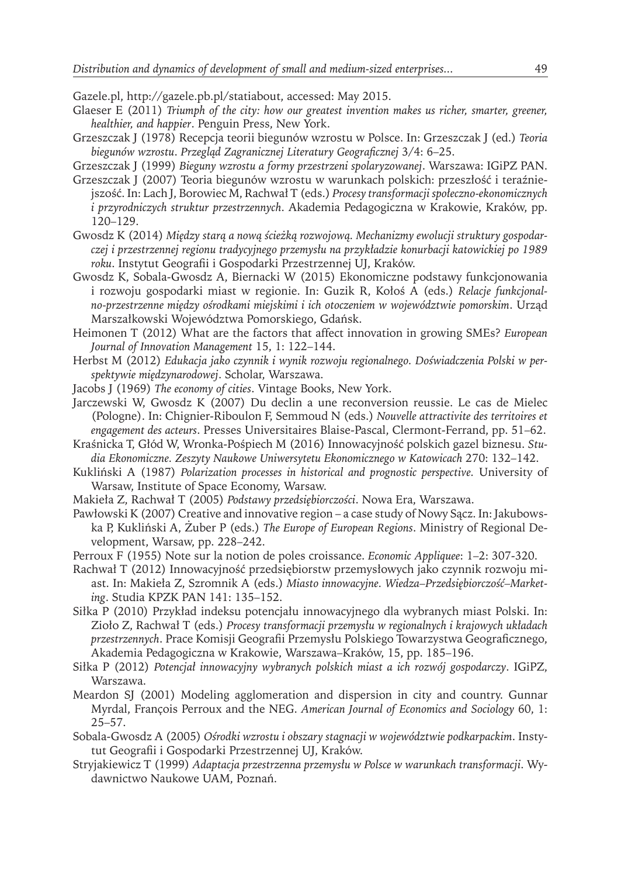Gazele.pl, http://gazele.pb.pl/statiabout, accessed: May 2015.

Glaeser E (2011) *Triumph of the city: how our greatest invention makes us richer, smarter, greener, healthier, and happier*. Penguin Press, New York.

Grzeszczak J (1978) Recepcja teorii biegunów wzrostu w Polsce. In: Grzeszczak J (ed.) *Teoria biegunów wzrostu. Przegląd Zagranicznej Literatury Geograficznej* 3/4: 6–25.

Grzeszczak J (1999) *Bieguny wzrostu a formy przestrzeni spolaryzowanej*. Warszawa: IGiPZ PAN.

Grzeszczak J (2007) Teoria biegunów wzrostu w warunkach polskich: przeszłość i teraźniejszość. In: Lach J, Borowiec M, Rachwał T (eds.) *Procesy transformacji społeczno-ekonomicznych i przyrodniczych struktur przestrzennych*. Akademia Pedagogiczna w Krakowie, Kraków, pp. 120–129.

Gwosdz K (2014) *Między starą a nową ścieżką rozwojową. Mechanizmy ewolucji struktury gospodarczej i przestrzennej regionu tradycyjnego przemysłu na przykładzie konurbacji katowickiej po 1989 roku*. Instytut Geografii i Gospodarki Przestrzennej UJ, Kraków.

Gwosdz K, Sobala-Gwosdz A, Biernacki W (2015) Ekonomiczne podstawy funkcjonowania i rozwoju gospodarki miast w regionie. In: Guzik R, Kołoś A (eds.) *Relacje funkcjonalno-przestrzenne między ośrodkami miejskimi i ich otoczeniem w województwie pomorskim*. Urząd Marszałkowski Województwa Pomorskiego, Gdańsk.

Heimonen T (2012) What are the factors that affect innovation in growing SMEs? *European Journal of Innovation Management* 15, 1: 122–144.

Herbst M (2012) *Edukacja jako czynnik i wynik rozwoju regionalnego. Doświadczenia Polski w perspektywie międzynarodowej*. Scholar, Warszawa.

Jacobs J (1969) *The economy of cities*. Vintage Books, New York.

Jarczewski W, Gwosdz K (2007) Du declin a une reconversion reussie. Le cas de Mielec (Pologne). In: Chignier-Riboulon F, Semmoud N (eds.) *Nouvelle attractivite des territoires et engagement des acteurs*. Presses Universitaires Blaise-Pascal, Clermont-Ferrand, pp. 51–62.

Kraśnicka T, Głód W, Wronka-Pośpiech M (2016) Innowacyjność polskich gazel biznesu. *Studia Ekonomiczne. Zeszyty Naukowe Uniwersytetu Ekonomicznego w Katowicach* 270: 132–142.

Kukliński A (1987) *Polarization processes in historical and prognostic perspective.* University of Warsaw, Institute of Space Economy, Warsaw.

Makieła Z, Rachwał T (2005) *Podstawy przedsiębiorczości*. Nowa Era, Warszawa.

Pawłowski K (2007) Creative and innovative region – a case study of Nowy Sącz. In: Jakubowska P, Kukliński A, Żuber P (eds.) *The Europe of European Regions*. Ministry of Regional Development, Warsaw, pp. 228–242.

Perroux F (1955) Note sur la notion de poles croissance. *Economic Appliquee*: 1–2: 307-320.

Rachwał T (2012) Innowacyjność przedsiębiorstw przemysłowych jako czynnik rozwoju miast. In: Makieła Z, Szromnik A (eds.) *Miasto innowacyjne. Wiedza–Przedsiębiorczość–Marketing*. Studia KPZK PAN 141: 135–152.

Siłka P (2010) Przykład indeksu potencjału innowacyjnego dla wybranych miast Polski. In: Zioło Z, Rachwał T (eds.) *Procesy transformacji przemysłu w regionalnych i krajowych układach przestrzennych*. Prace Komisji Geografii Przemysłu Polskiego Towarzystwa Geograficznego, Akademia Pedagogiczna w Krakowie, Warszawa–Kraków, 15, pp. 185–196.

Siłka P (2012) *Potencjał innowacyjny wybranych polskich miast a ich rozwój gospodarczy*. IGiPZ, Warszawa.

Meardon SJ (2001) Modeling agglomeration and dispersion in city and country. Gunnar Myrdal, François Perroux and the NEG. *American Journal of Economics and Sociology* 60, 1: 25–57.

Sobala-Gwosdz A (2005) *Ośrodki wzrostu i obszary stagnacji w województwie podkarpackim*. Instytut Geografii i Gospodarki Przestrzennej UJ, Kraków.

Stryjakiewicz T (1999) *Adaptacja przestrzenna przemysłu w Polsce w warunkach transformacji*. Wydawnictwo Naukowe UAM, Poznań.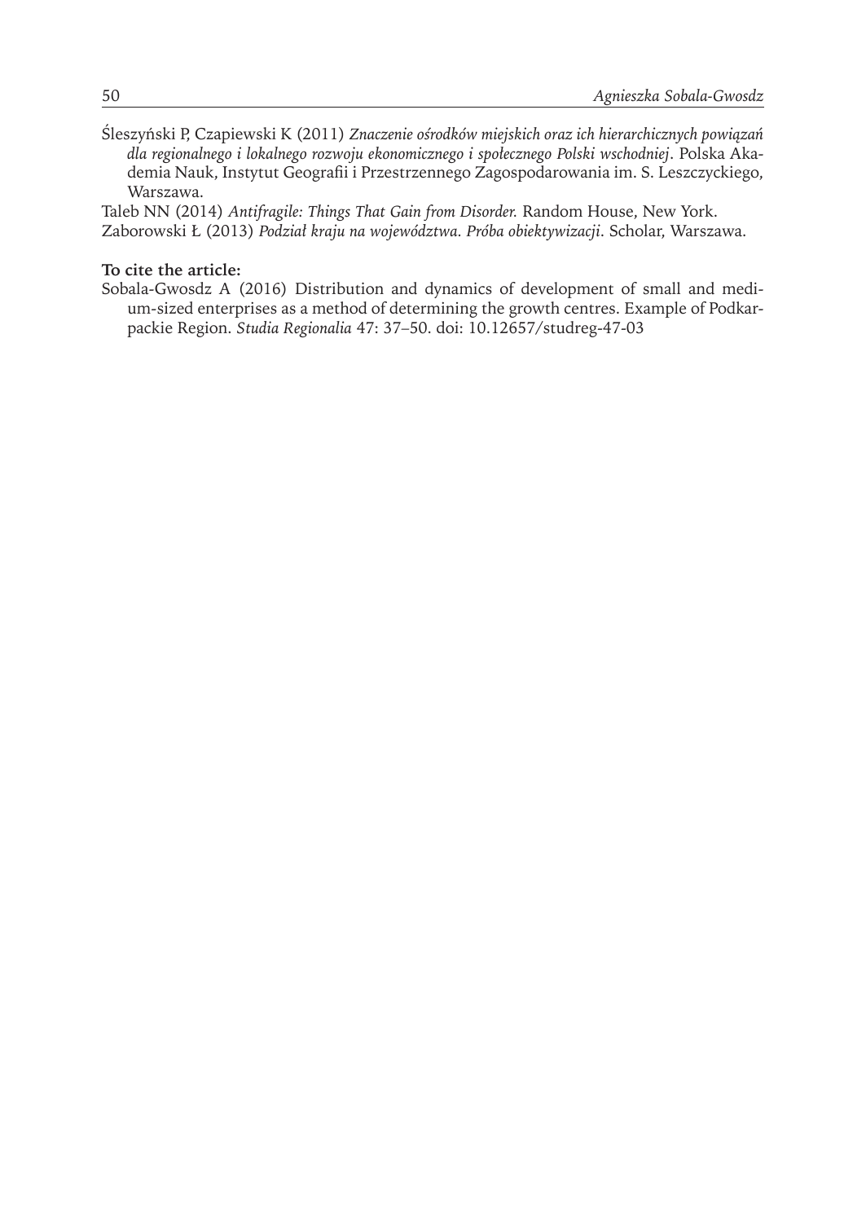Śleszyński P, Czapiewski K (2011) *Znaczenie ośrodków miejskich oraz ich hierarchicznych powiązań dla regionalnego i lokalnego rozwoju ekonomicznego i społecznego Polski wschodniej*. Polska Akademia Nauk, Instytut Geografii i Przestrzennego Zagospodarowania im. S. Leszczyckiego, Warszawa.

Taleb NN (2014) *Antifragile: Things That Gain from Disorder.* Random House, New York.

Zaborowski Ł (2013) *Podział kraju na województwa. Próba obiektywizacji*. Scholar, Warszawa.

**To cite the article:**

Sobala-Gwosdz A (2016) Distribution and dynamics of development of small and medium-sized enterprises as a method of determining the growth centres. Example of Podkarpackie Region. *Studia Regionalia* 47: 37–50. doi: 10.12657/studreg-47-03